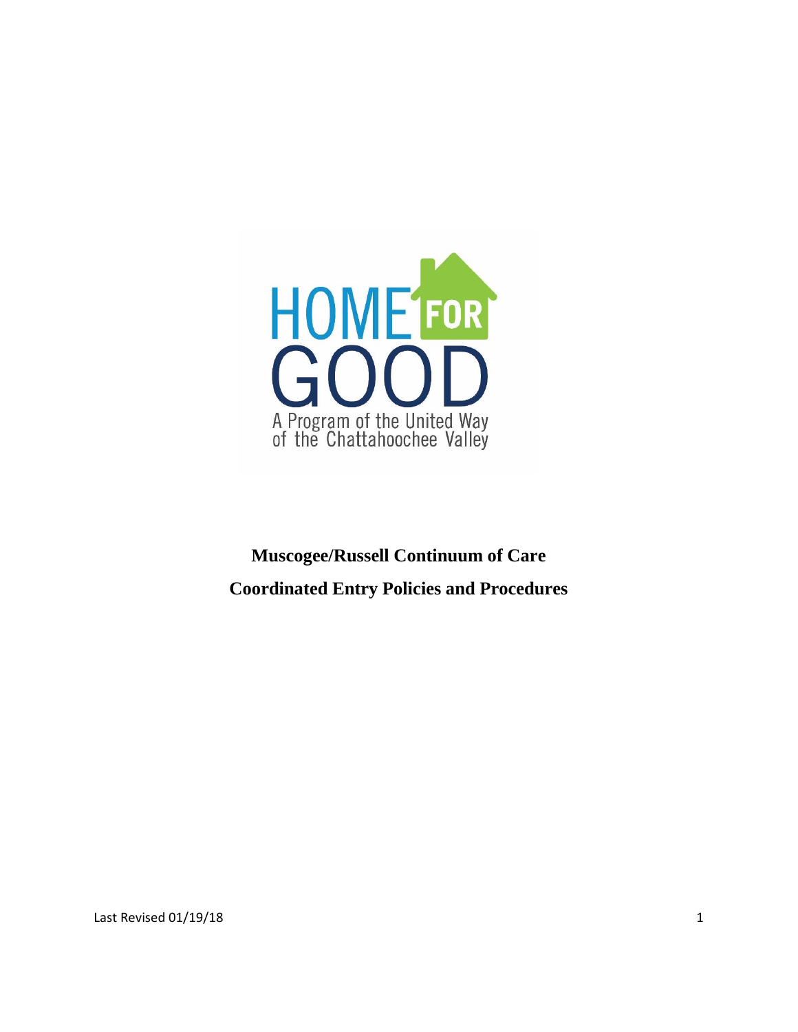HOME FOR GOOD

A Program of the United Way of the Chattahoochee Valley

**Muscogee/Russell Continuum of Care**

**Coordinated Entry Policies and Procedures**

Last Revised 01/19/18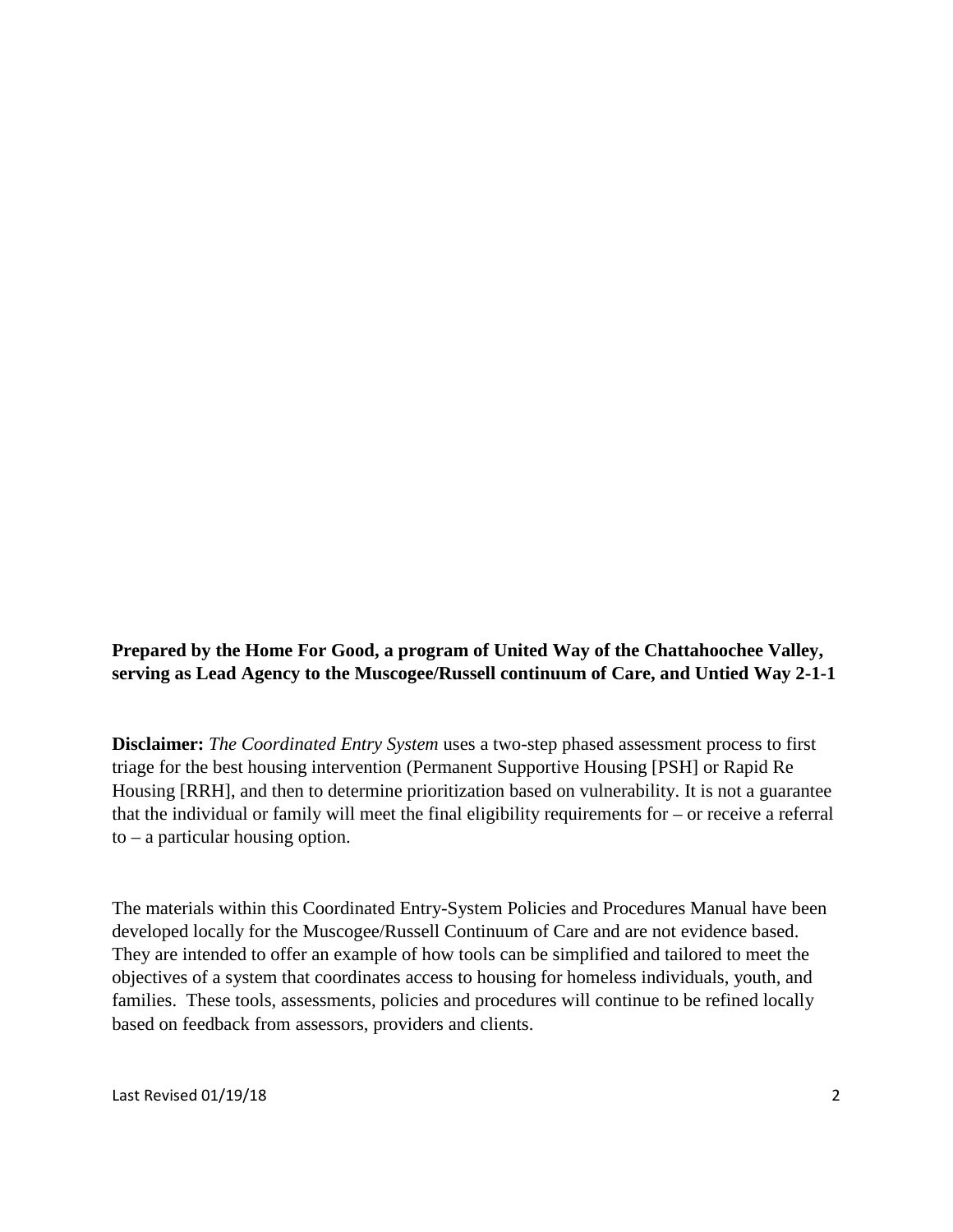**Prepared by the Home For Good, a program of United Way of the Chattahoochee Valley, serving as Lead Agency to the Muscogee/Russell continuum of Care, and Untied Way 2-1-1**

**Disclaimer:** *The Coordinated Entry System* uses a two-step phased assessment process to first triage for the best housing intervention (Permanent Supportive Housing [PSH] or Rapid Re Housing [RRH], and then to determine prioritization based on vulnerability. It is not a guarantee that the individual or family will meet the final eligibility requirements for – or receive a referral to – a particular housing option.

The materials within this Coordinated Entry-System Policies and Procedures Manual have been developed locally for the Muscogee/Russell Continuum of Care and are not evidence based. They are intended to offer an example of how tools can be simplified and tailored to meet the objectives of a system that coordinates access to housing for homeless individuals, youth, and families. These tools, assessments, policies and procedures will continue to be refined locally based on feedback from assessors, providers and clients.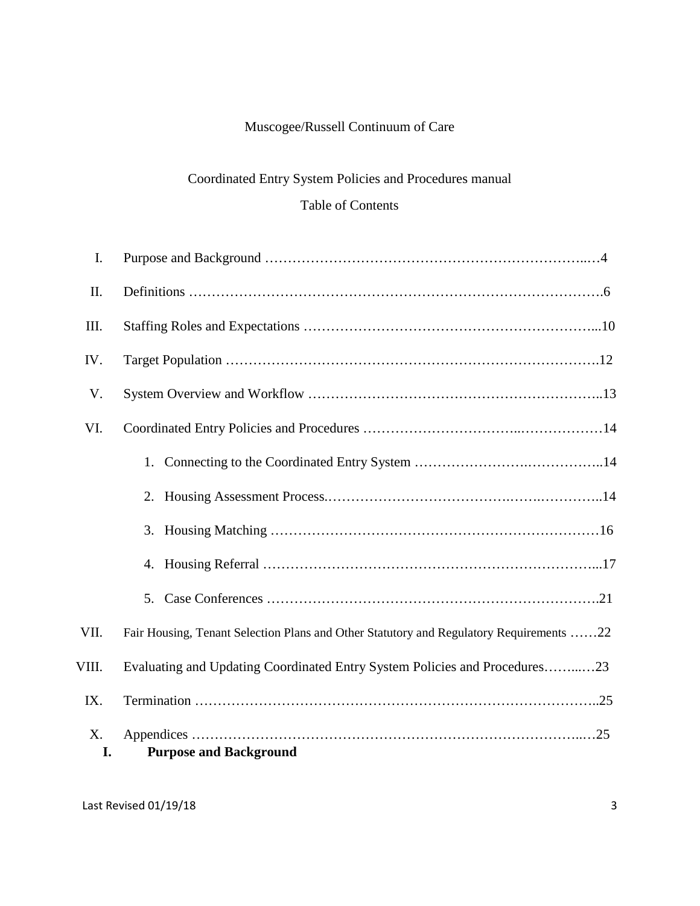Muscogee/Russell Continuum of Care

Coordinated Entry System Policies and Procedures manual

Table of Contents

I. Purpose and Background ……………………………………………………………...…4

II. Definitions ………………………………………………………………………………6

III. Staffing Roles and Expectations ………………………………………………………...10

IV. Target Population ……………………………………………………………………….12

V. System Overview and Workflow ………………………………………………………..13

VI. Coordinated Entry Policies and Procedures ……………………………...………………14

1. Connecting to the Coordinated Entry System ……………………….……………..14
2. Housing Assessment Process.………………………………….…….…………..14
3. Housing Matching ………………………………………………………………16
4. Housing Referral ………………………………………………………………...17
5. Case Conferences ……………………………………………………………….21

VII. Fair Housing, Tenant Selection Plans and Other Statutory and Regulatory Requirements ……22

VIII. Evaluating and Updating Coordinated Entry System Policies and Procedures……...…23

IX. Termination …………………………………………………………………………..25

X. Appendices ……………………………………………………………………….…25

# I. Purpose and Background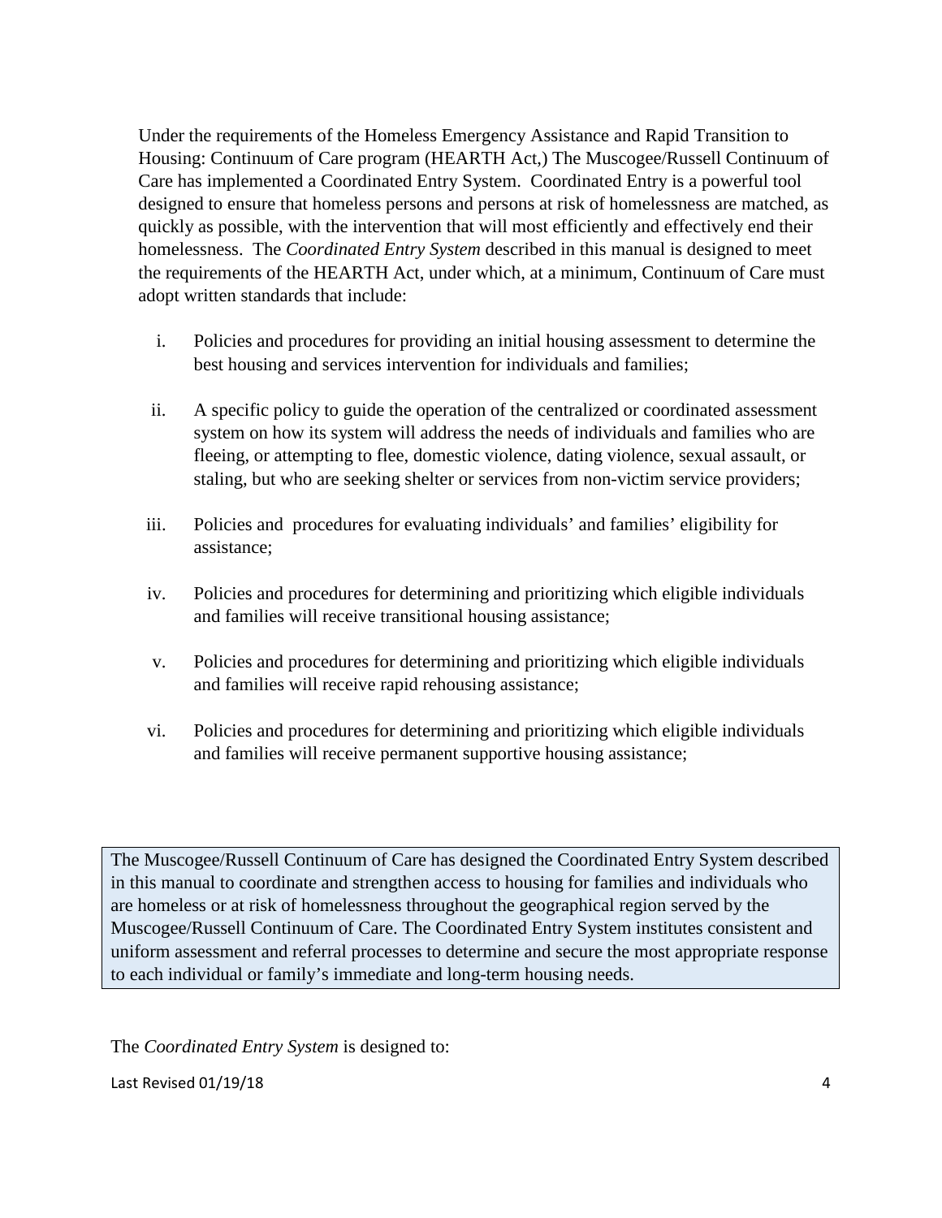Under the requirements of the Homeless Emergency Assistance and Rapid Transition to Housing: Continuum of Care program (HEARTH Act,) The Muscogee/Russell Continuum of Care has implemented a Coordinated Entry System. Coordinated Entry is a powerful tool designed to ensure that homeless persons and persons at risk of homelessness are matched, as quickly as possible, with the intervention that will most efficiently and effectively end their homelessness. The *Coordinated Entry System* described in this manual is designed to meet the requirements of the HEARTH Act, under which, at a minimum, Continuum of Care must adopt written standards that include:

i. Policies and procedures for providing an initial housing assessment to determine the best housing and services intervention for individuals and families;

ii. A specific policy to guide the operation of the centralized or coordinated assessment system on how its system will address the needs of individuals and families who are fleeing, or attempting to flee, domestic violence, dating violence, sexual assault, or staling, but who are seeking shelter or services from non-victim service providers;

iii. Policies and procedures for evaluating individuals' and families' eligibility for assistance;

iv. Policies and procedures for determining and prioritizing which eligible individuals and families will receive transitional housing assistance;

v. Policies and procedures for determining and prioritizing which eligible individuals and families will receive rapid rehousing assistance;

vi. Policies and procedures for determining and prioritizing which eligible individuals and families will receive permanent supportive housing assistance;

> The Muscogee/Russell Continuum of Care has designed the Coordinated Entry System described in this manual to coordinate and strengthen access to housing for families and individuals who are homeless or at risk of homelessness throughout the geographical region served by the Muscogee/Russell Continuum of Care. The Coordinated Entry System institutes consistent and uniform assessment and referral processes to determine and secure the most appropriate response to each individual or family's immediate and long-term housing needs.

The *Coordinated Entry System* is designed to: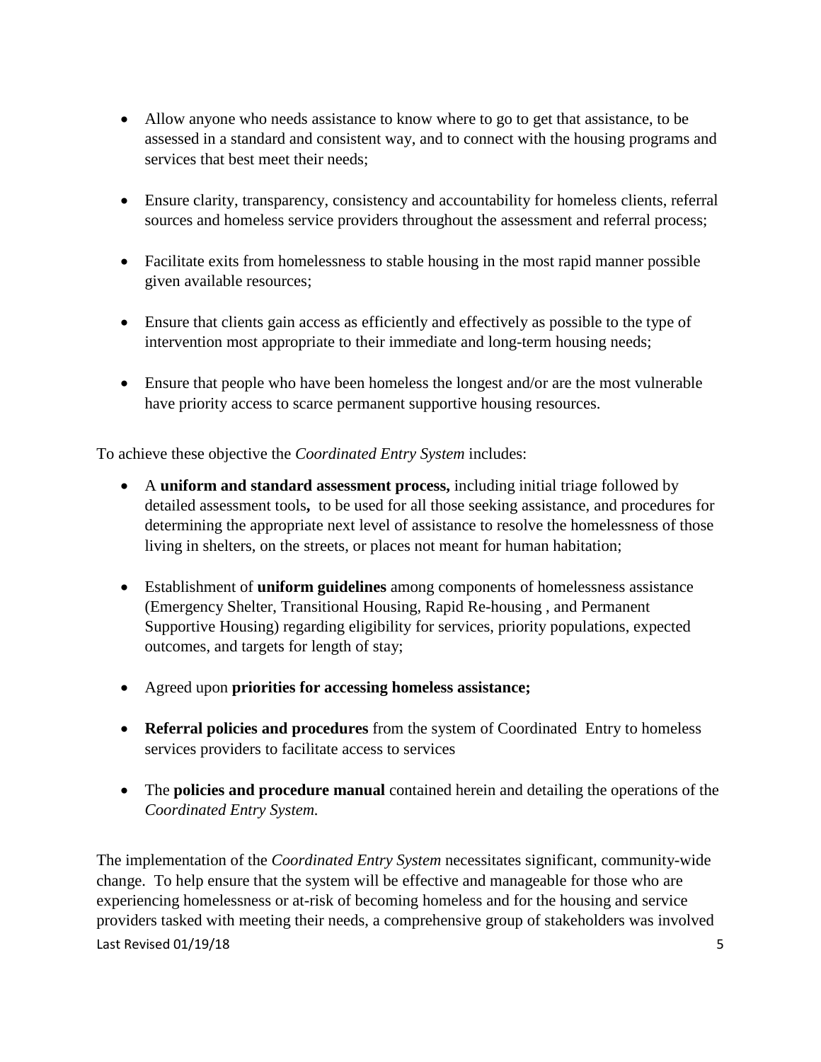- Allow anyone who needs assistance to know where to go to get that assistance, to be assessed in a standard and consistent way, and to connect with the housing programs and services that best meet their needs;
- Ensure clarity, transparency, consistency and accountability for homeless clients, referral sources and homeless service providers throughout the assessment and referral process;
- Facilitate exits from homelessness to stable housing in the most rapid manner possible given available resources;
- Ensure that clients gain access as efficiently and effectively as possible to the type of intervention most appropriate to their immediate and long-term housing needs;
- Ensure that people who have been homeless the longest and/or are the most vulnerable have priority access to scarce permanent supportive housing resources.

To achieve these objective the *Coordinated Entry System* includes:

- A **uniform and standard assessment process,** including initial triage followed by detailed assessment tools**,** to be used for all those seeking assistance, and procedures for determining the appropriate next level of assistance to resolve the homelessness of those living in shelters, on the streets, or places not meant for human habitation;
- Establishment of **uniform guidelines** among components of homelessness assistance (Emergency Shelter, Transitional Housing, Rapid Re-housing , and Permanent Supportive Housing) regarding eligibility for services, priority populations, expected outcomes, and targets for length of stay;
- Agreed upon **priorities for accessing homeless assistance;**
- **Referral policies and procedures** from the system of Coordinated Entry to homeless services providers to facilitate access to services
- The **policies and procedure manual** contained herein and detailing the operations of the *Coordinated Entry System.*

The implementation of the *Coordinated Entry System* necessitates significant, community-wide change. To help ensure that the system will be effective and manageable for those who are experiencing homelessness or at-risk of becoming homeless and for the housing and service providers tasked with meeting their needs, a comprehensive group of stakeholders was involved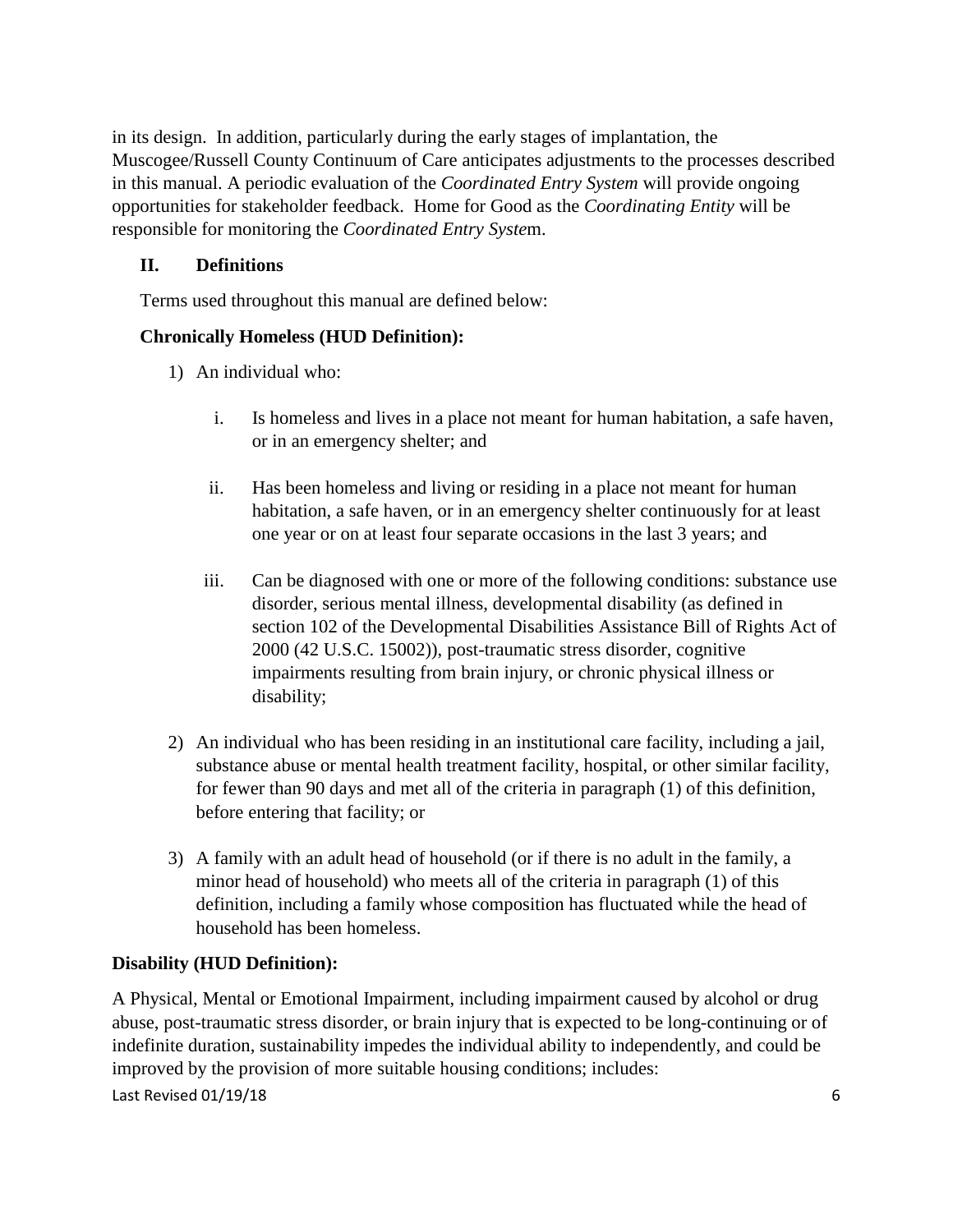in its design. In addition, particularly during the early stages of implantation, the Muscogee/Russell County Continuum of Care anticipates adjustments to the processes described in this manual. A periodic evaluation of the *Coordinated Entry System* will provide ongoing opportunities for stakeholder feedback. Home for Good as the *Coordinating Entity* will be responsible for monitoring the *Coordinated Entry System*.

## II. Definitions

Terms used throughout this manual are defined below:

**Chronically Homeless (HUD Definition):**

1) An individual who:

   i. Is homeless and lives in a place not meant for human habitation, a safe haven, or in an emergency shelter; and

   ii. Has been homeless and living or residing in a place not meant for human habitation, a safe haven, or in an emergency shelter continuously for at least one year or on at least four separate occasions in the last 3 years; and

   iii. Can be diagnosed with one or more of the following conditions: substance use disorder, serious mental illness, developmental disability (as defined in section 102 of the Developmental Disabilities Assistance Bill of Rights Act of 2000 (42 U.S.C. 15002)), post-traumatic stress disorder, cognitive impairments resulting from brain injury, or chronic physical illness or disability;

2) An individual who has been residing in an institutional care facility, including a jail, substance abuse or mental health treatment facility, hospital, or other similar facility, for fewer than 90 days and met all of the criteria in paragraph (1) of this definition, before entering that facility; or

3) A family with an adult head of household (or if there is no adult in the family, a minor head of household) who meets all of the criteria in paragraph (1) of this definition, including a family whose composition has fluctuated while the head of household has been homeless.

**Disability (HUD Definition):**

A Physical, Mental or Emotional Impairment, including impairment caused by alcohol or drug abuse, post-traumatic stress disorder, or brain injury that is expected to be long-continuing or of indefinite duration, sustainability impedes the individual ability to independently, and could be improved by the provision of more suitable housing conditions; includes: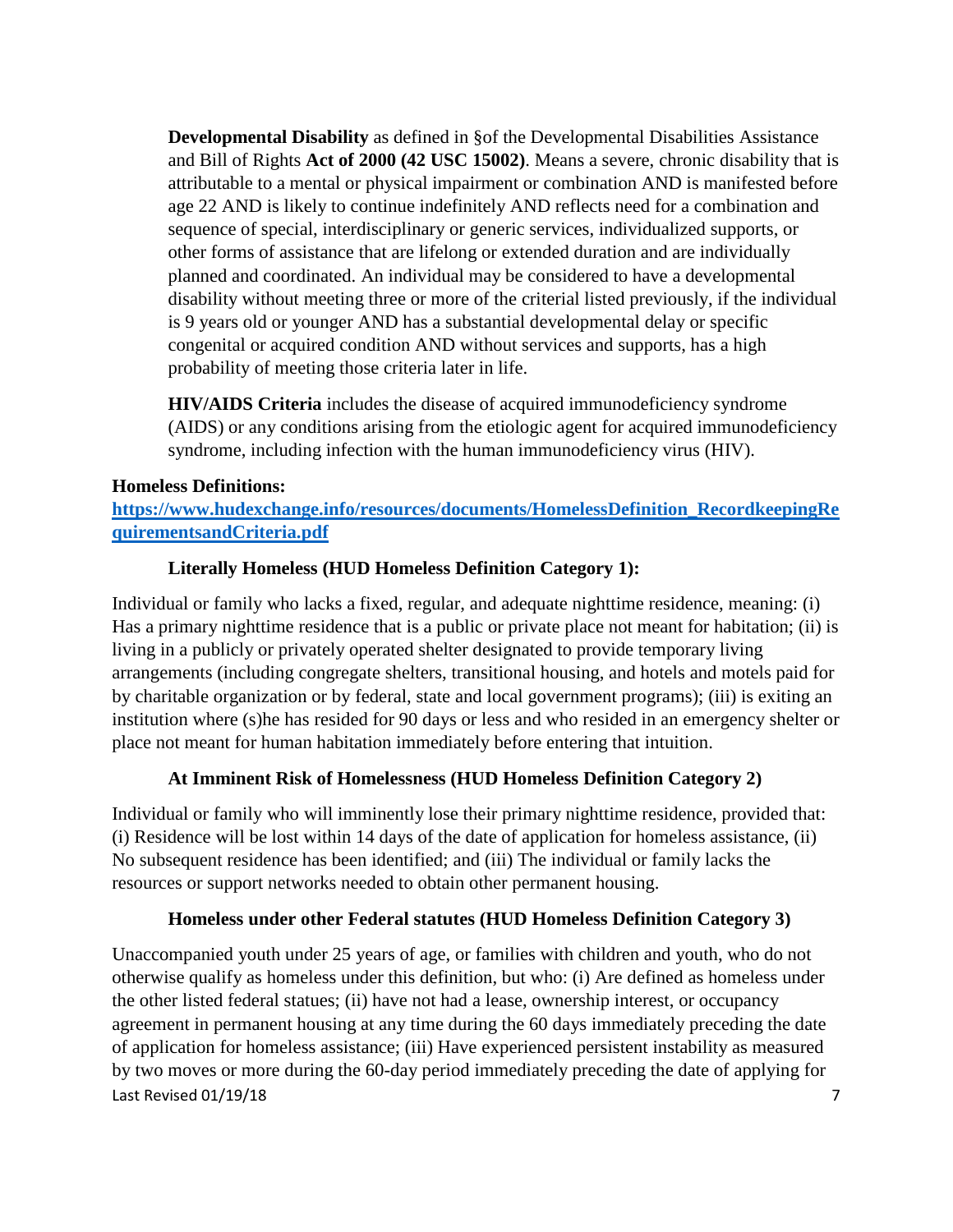**Developmental Disability** as defined in §of the Developmental Disabilities Assistance and Bill of Rights **Act of 2000 (42 USC 15002)**. Means a severe, chronic disability that is attributable to a mental or physical impairment or combination AND is manifested before age 22 AND is likely to continue indefinitely AND reflects need for a combination and sequence of special, interdisciplinary or generic services, individualized supports, or other forms of assistance that are lifelong or extended duration and are individually planned and coordinated. An individual may be considered to have a developmental disability without meeting three or more of the criterial listed previously, if the individual is 9 years old or younger AND has a substantial developmental delay or specific congenital or acquired condition AND without services and supports, has a high probability of meeting those criteria later in life.

**HIV/AIDS Criteria** includes the disease of acquired immunodeficiency syndrome (AIDS) or any conditions arising from the etiologic agent for acquired immunodeficiency syndrome, including infection with the human immunodeficiency virus (HIV).

**Homeless Definitions:**
**[https://www.hudexchange.info/resources/documents/HomelessDefinition_RecordkeepingRequirementsandCriteria.pdf](https://www.hudexchange.info/resources/documents/HomelessDefinition_RecordkeepingRequirementsandCriteria.pdf)**

**Literally Homeless (HUD Homeless Definition Category 1):**

Individual or family who lacks a fixed, regular, and adequate nighttime residence, meaning: (i) Has a primary nighttime residence that is a public or private place not meant for habitation; (ii) is living in a publicly or privately operated shelter designated to provide temporary living arrangements (including congregate shelters, transitional housing, and hotels and motels paid for by charitable organization or by federal, state and local government programs); (iii) is exiting an institution where (s)he has resided for 90 days or less and who resided in an emergency shelter or place not meant for human habitation immediately before entering that intuition.

**At Imminent Risk of Homelessness (HUD Homeless Definition Category 2)**

Individual or family who will imminently lose their primary nighttime residence, provided that: (i) Residence will be lost within 14 days of the date of application for homeless assistance, (ii) No subsequent residence has been identified; and (iii) The individual or family lacks the resources or support networks needed to obtain other permanent housing.

**Homeless under other Federal statutes (HUD Homeless Definition Category 3)**

Unaccompanied youth under 25 years of age, or families with children and youth, who do not otherwise qualify as homeless under this definition, but who: (i) Are defined as homeless under the other listed federal statues; (ii) have not had a lease, ownership interest, or occupancy agreement in permanent housing at any time during the 60 days immediately preceding the date of application for homeless assistance; (iii) Have experienced persistent instability as measured by two moves or more during the 60-day period immediately preceding the date of applying for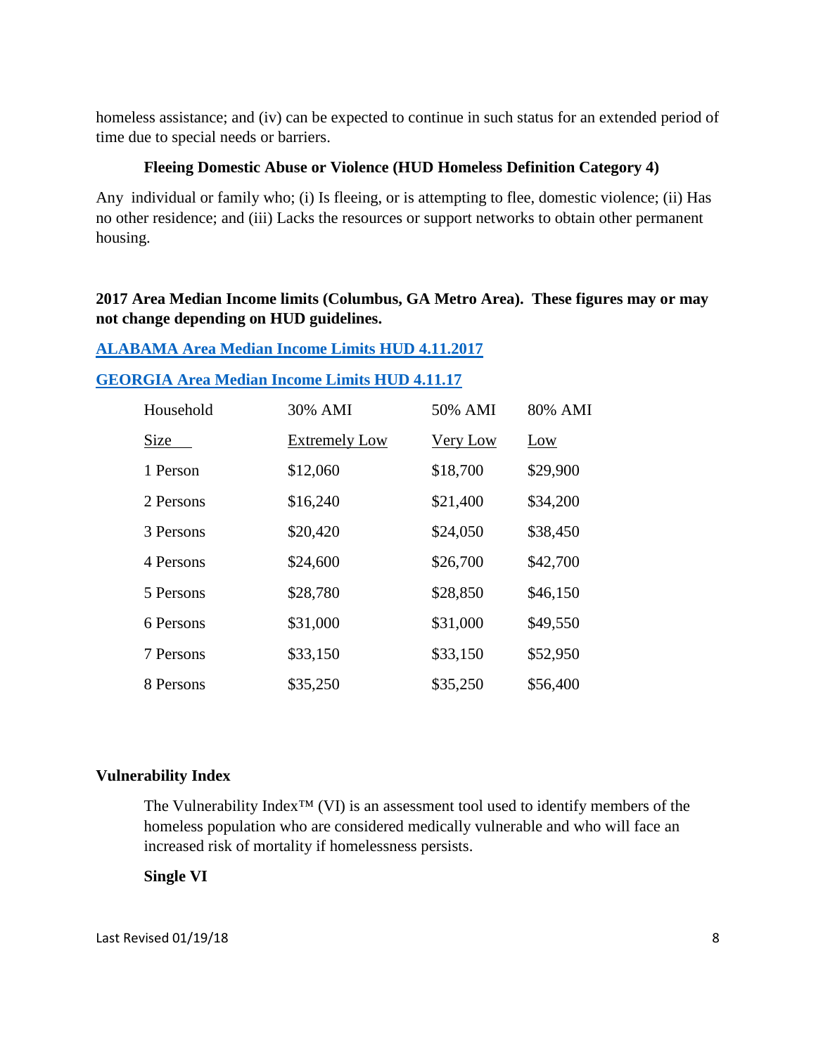homeless assistance; and (iv) can be expected to continue in such status for an extended period of time due to special needs or barriers.

**Fleeing Domestic Abuse or Violence (HUD Homeless Definition Category 4)**

Any individual or family who; (i) Is fleeing, or is attempting to flee, domestic violence; (ii) Has no other residence; and (iii) Lacks the resources or support networks to obtain other permanent housing.

**2017 Area Median Income limits (Columbus, GA Metro Area). These figures may or may not change depending on HUD guidelines.**

**[ALABAMA Area Median Income Limits HUD 4.11.2017]()**

**[GEORGIA Area Median Income Limits HUD 4.11.17]()**

| Household Size | 30% AMI Extremely Low | 50% AMI Very Low | 80% AMI Low |
|---|---|---|---|
| 1 Person | $12,060 | $18,700 | $29,900 |
| 2 Persons | $16,240 | $21,400 | $34,200 |
| 3 Persons | $20,420 | $24,050 | $38,450 |
| 4 Persons | $24,600 | $26,700 | $42,700 |
| 5 Persons | $28,780 | $28,850 | $46,150 |
| 6 Persons | $31,000 | $31,000 | $49,550 |
| 7 Persons | $33,150 | $33,150 | $52,950 |
| 8 Persons | $35,250 | $35,250 | $56,400 |

**Vulnerability Index**

The Vulnerability Index™ (VI) is an assessment tool used to identify members of the homeless population who are considered medically vulnerable and who will face an increased risk of mortality if homelessness persists.

**Single VI**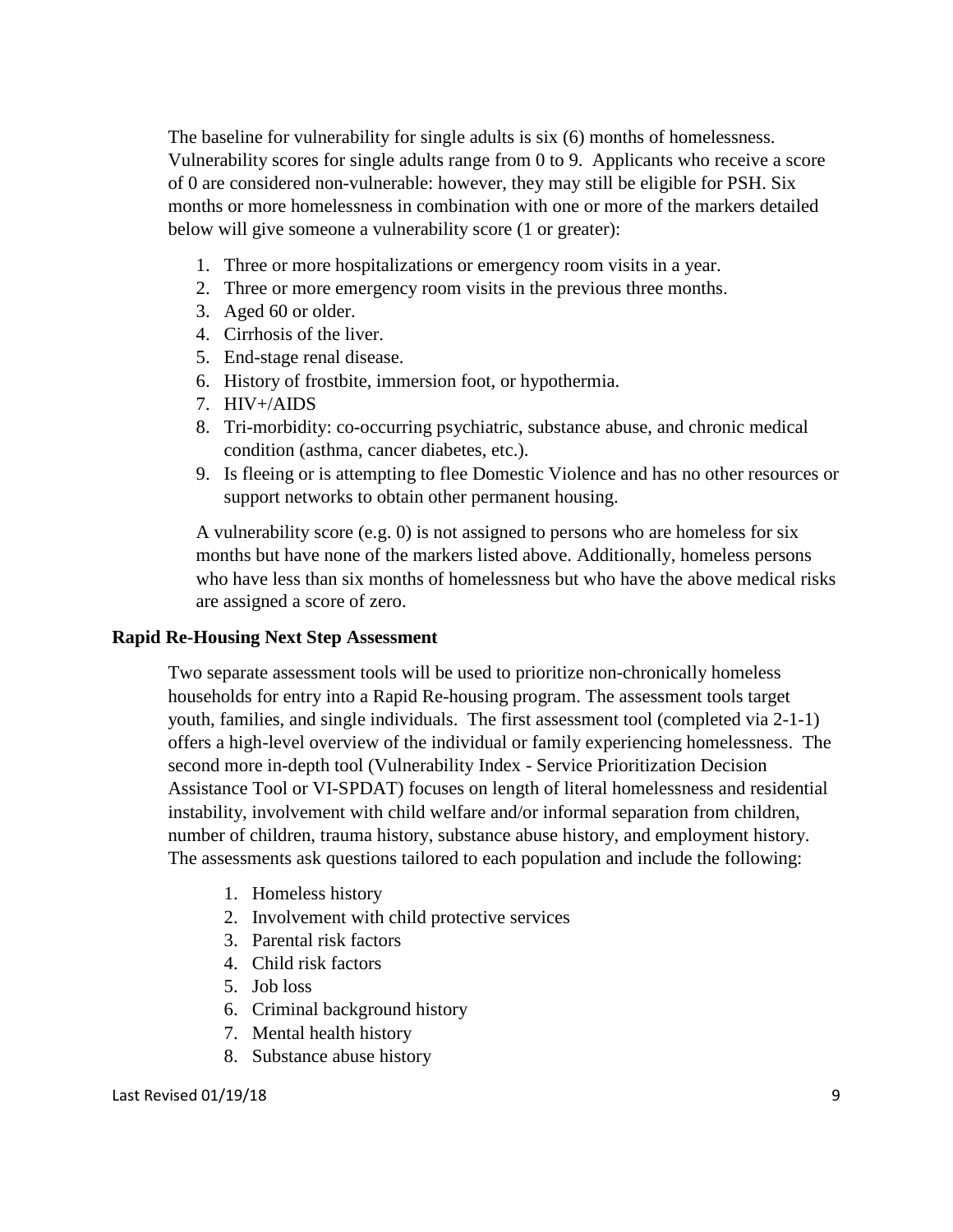The baseline for vulnerability for single adults is six (6) months of homelessness. Vulnerability scores for single adults range from 0 to 9. Applicants who receive a score of 0 are considered non-vulnerable: however, they may still be eligible for PSH. Six months or more homelessness in combination with one or more of the markers detailed below will give someone a vulnerability score (1 or greater):

1. Three or more hospitalizations or emergency room visits in a year.
2. Three or more emergency room visits in the previous three months.
3. Aged 60 or older.
4. Cirrhosis of the liver.
5. End-stage renal disease.
6. History of frostbite, immersion foot, or hypothermia.
7. HIV+/AIDS
8. Tri-morbidity: co-occurring psychiatric, substance abuse, and chronic medical condition (asthma, cancer diabetes, etc.).
9. Is fleeing or is attempting to flee Domestic Violence and has no other resources or support networks to obtain other permanent housing.

A vulnerability score (e.g. 0) is not assigned to persons who are homeless for six months but have none of the markers listed above. Additionally, homeless persons who have less than six months of homelessness but who have the above medical risks are assigned a score of zero.

**Rapid Re-Housing Next Step Assessment**

Two separate assessment tools will be used to prioritize non-chronically homeless households for entry into a Rapid Re-housing program. The assessment tools target youth, families, and single individuals. The first assessment tool (completed via 2-1-1) offers a high-level overview of the individual or family experiencing homelessness. The second more in-depth tool (Vulnerability Index - Service Prioritization Decision Assistance Tool or VI-SPDAT) focuses on length of literal homelessness and residential instability, involvement with child welfare and/or informal separation from children, number of children, trauma history, substance abuse history, and employment history. The assessments ask questions tailored to each population and include the following:

1. Homeless history
2. Involvement with child protective services
3. Parental risk factors
4. Child risk factors
5. Job loss
6. Criminal background history
7. Mental health history
8. Substance abuse history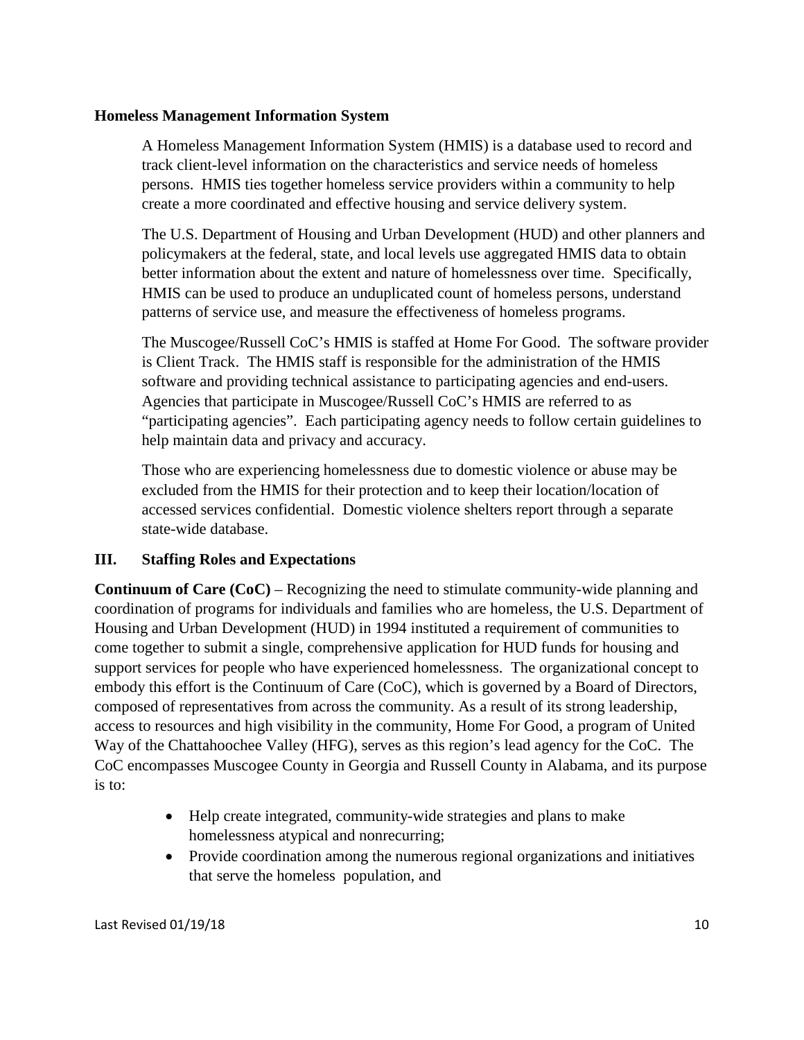**Homeless Management Information System**

A Homeless Management Information System (HMIS) is a database used to record and track client-level information on the characteristics and service needs of homeless persons. HMIS ties together homeless service providers within a community to help create a more coordinated and effective housing and service delivery system.

The U.S. Department of Housing and Urban Development (HUD) and other planners and policymakers at the federal, state, and local levels use aggregated HMIS data to obtain better information about the extent and nature of homelessness over time. Specifically, HMIS can be used to produce an unduplicated count of homeless persons, understand patterns of service use, and measure the effectiveness of homeless programs.

The Muscogee/Russell CoC's HMIS is staffed at Home For Good. The software provider is Client Track. The HMIS staff is responsible for the administration of the HMIS software and providing technical assistance to participating agencies and end-users. Agencies that participate in Muscogee/Russell CoC's HMIS are referred to as "participating agencies". Each participating agency needs to follow certain guidelines to help maintain data and privacy and accuracy.

Those who are experiencing homelessness due to domestic violence or abuse may be excluded from the HMIS for their protection and to keep their location/location of accessed services confidential. Domestic violence shelters report through a separate state-wide database.

## III. Staffing Roles and Expectations

**Continuum of Care (CoC)** – Recognizing the need to stimulate community-wide planning and coordination of programs for individuals and families who are homeless, the U.S. Department of Housing and Urban Development (HUD) in 1994 instituted a requirement of communities to come together to submit a single, comprehensive application for HUD funds for housing and support services for people who have experienced homelessness. The organizational concept to embody this effort is the Continuum of Care (CoC), which is governed by a Board of Directors, composed of representatives from across the community. As a result of its strong leadership, access to resources and high visibility in the community, Home For Good, a program of United Way of the Chattahoochee Valley (HFG), serves as this region's lead agency for the CoC. The CoC encompasses Muscogee County in Georgia and Russell County in Alabama, and its purpose is to:

- Help create integrated, community-wide strategies and plans to make homelessness atypical and nonrecurring;
- Provide coordination among the numerous regional organizations and initiatives that serve the homeless population, and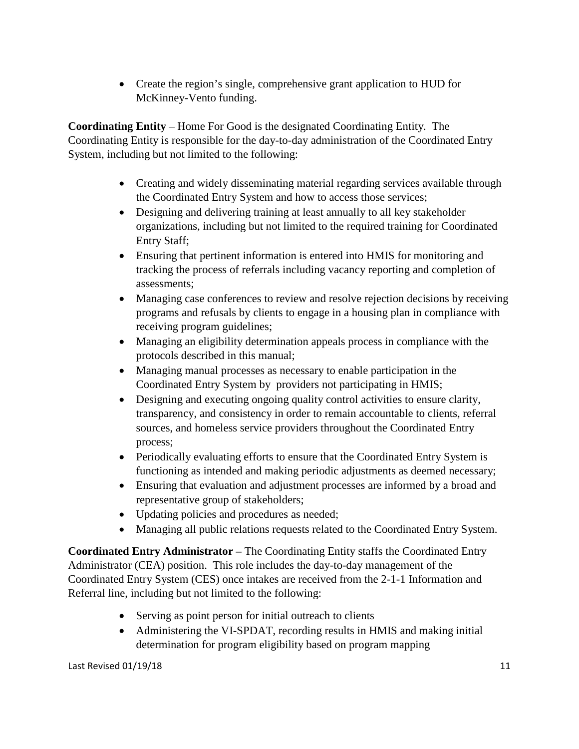- Create the region's single, comprehensive grant application to HUD for McKinney-Vento funding.

**Coordinating Entity** – Home For Good is the designated Coordinating Entity. The Coordinating Entity is responsible for the day-to-day administration of the Coordinated Entry System, including but not limited to the following:

- Creating and widely disseminating material regarding services available through the Coordinated Entry System and how to access those services;
- Designing and delivering training at least annually to all key stakeholder organizations, including but not limited to the required training for Coordinated Entry Staff;
- Ensuring that pertinent information is entered into HMIS for monitoring and tracking the process of referrals including vacancy reporting and completion of assessments;
- Managing case conferences to review and resolve rejection decisions by receiving programs and refusals by clients to engage in a housing plan in compliance with receiving program guidelines;
- Managing an eligibility determination appeals process in compliance with the protocols described in this manual;
- Managing manual processes as necessary to enable participation in the Coordinated Entry System by providers not participating in HMIS;
- Designing and executing ongoing quality control activities to ensure clarity, transparency, and consistency in order to remain accountable to clients, referral sources, and homeless service providers throughout the Coordinated Entry process;
- Periodically evaluating efforts to ensure that the Coordinated Entry System is functioning as intended and making periodic adjustments as deemed necessary;
- Ensuring that evaluation and adjustment processes are informed by a broad and representative group of stakeholders;
- Updating policies and procedures as needed;
- Managing all public relations requests related to the Coordinated Entry System.

**Coordinated Entry Administrator –** The Coordinating Entity staffs the Coordinated Entry Administrator (CEA) position. This role includes the day-to-day management of the Coordinated Entry System (CES) once intakes are received from the 2-1-1 Information and Referral line, including but not limited to the following:

- Serving as point person for initial outreach to clients
- Administering the VI-SPDAT, recording results in HMIS and making initial determination for program eligibility based on program mapping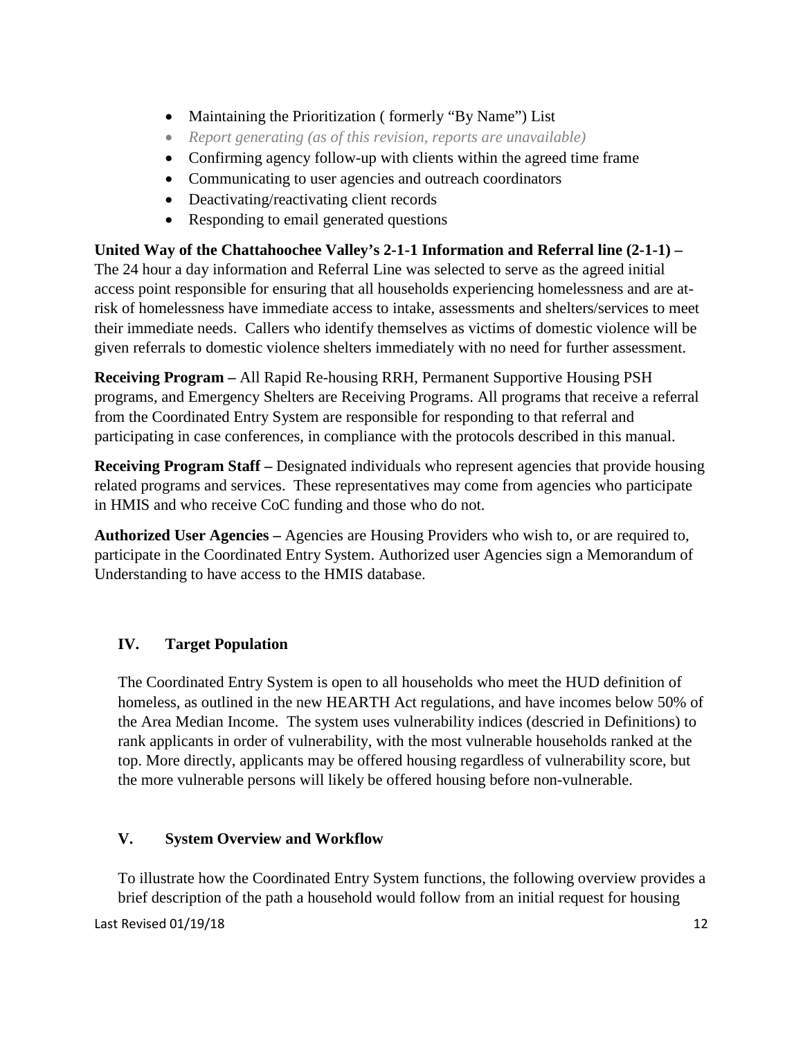- Maintaining the Prioritization ( formerly "By Name") List
- *Report generating (as of this revision, reports are unavailable)*
- Confirming agency follow-up with clients within the agreed time frame
- Communicating to user agencies and outreach coordinators
- Deactivating/reactivating client records
- Responding to email generated questions

**United Way of the Chattahoochee Valley's 2-1-1 Information and Referral line (2-1-1) –** The 24 hour a day information and Referral Line was selected to serve as the agreed initial access point responsible for ensuring that all households experiencing homelessness and are at-risk of homelessness have immediate access to intake, assessments and shelters/services to meet their immediate needs. Callers who identify themselves as victims of domestic violence will be given referrals to domestic violence shelters immediately with no need for further assessment.

**Receiving Program –** All Rapid Re-housing RRH, Permanent Supportive Housing PSH programs, and Emergency Shelters are Receiving Programs. All programs that receive a referral from the Coordinated Entry System are responsible for responding to that referral and participating in case conferences, in compliance with the protocols described in this manual.

**Receiving Program Staff –** Designated individuals who represent agencies that provide housing related programs and services. These representatives may come from agencies who participate in HMIS and who receive CoC funding and those who do not.

**Authorized User Agencies –** Agencies are Housing Providers who wish to, or are required to, participate in the Coordinated Entry System. Authorized user Agencies sign a Memorandum of Understanding to have access to the HMIS database.

## IV. Target Population

The Coordinated Entry System is open to all households who meet the HUD definition of homeless, as outlined in the new HEARTH Act regulations, and have incomes below 50% of the Area Median Income. The system uses vulnerability indices (descried in Definitions) to rank applicants in order of vulnerability, with the most vulnerable households ranked at the top. More directly, applicants may be offered housing regardless of vulnerability score, but the more vulnerable persons will likely be offered housing before non-vulnerable.

## V. System Overview and Workflow

To illustrate how the Coordinated Entry System functions, the following overview provides a brief description of the path a household would follow from an initial request for housing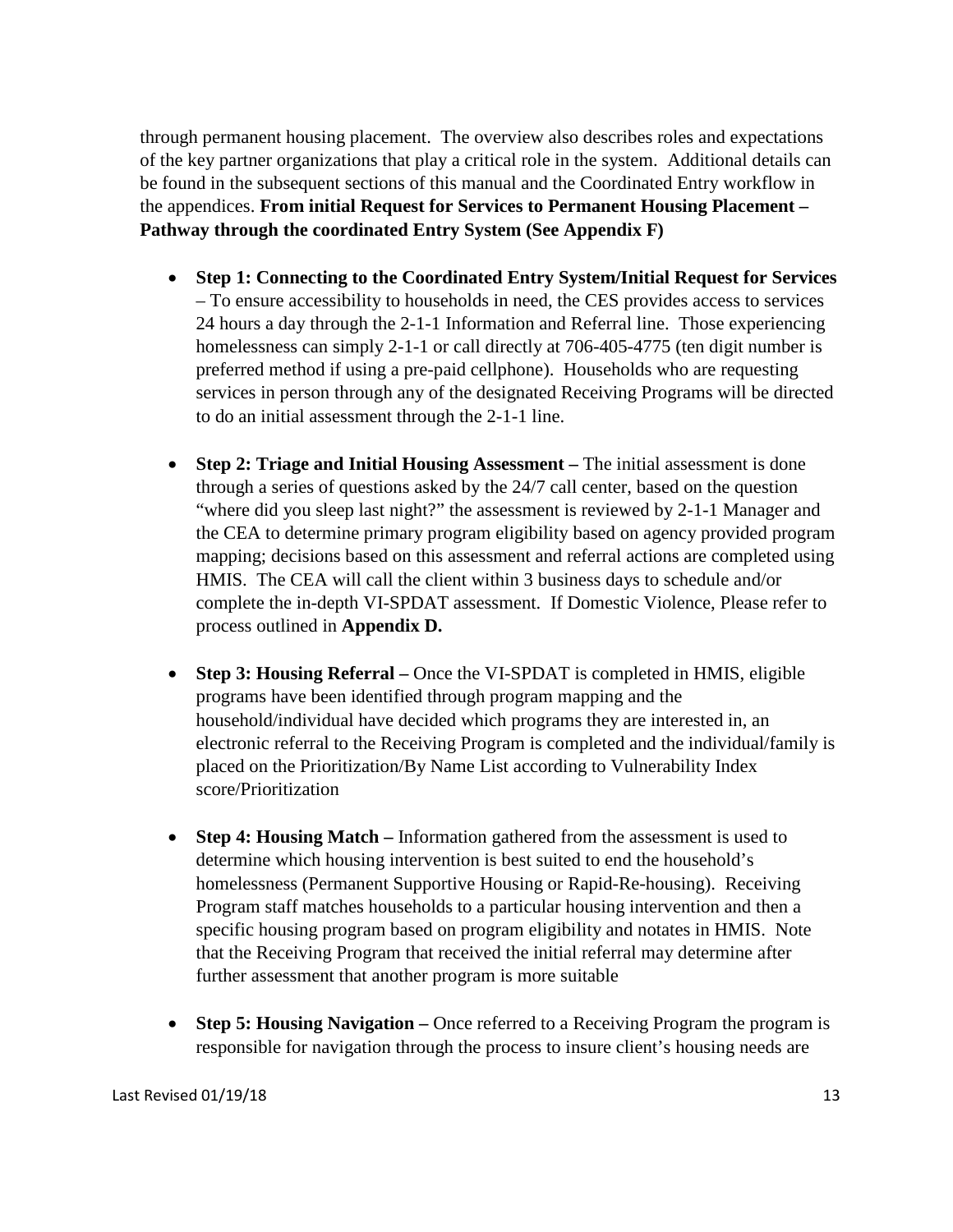through permanent housing placement. The overview also describes roles and expectations of the key partner organizations that play a critical role in the system. Additional details can be found in the subsequent sections of this manual and the Coordinated Entry workflow in the appendices. **From initial Request for Services to Permanent Housing Placement – Pathway through the coordinated Entry System (See Appendix F)**

- **Step 1: Connecting to the Coordinated Entry System/Initial Request for Services** – To ensure accessibility to households in need, the CES provides access to services 24 hours a day through the 2-1-1 Information and Referral line. Those experiencing homelessness can simply 2-1-1 or call directly at 706-405-4775 (ten digit number is preferred method if using a pre-paid cellphone). Households who are requesting services in person through any of the designated Receiving Programs will be directed to do an initial assessment through the 2-1-1 line.

- **Step 2: Triage and Initial Housing Assessment –** The initial assessment is done through a series of questions asked by the 24/7 call center, based on the question "where did you sleep last night?" the assessment is reviewed by 2-1-1 Manager and the CEA to determine primary program eligibility based on agency provided program mapping; decisions based on this assessment and referral actions are completed using HMIS. The CEA will call the client within 3 business days to schedule and/or complete the in-depth VI-SPDAT assessment. If Domestic Violence, Please refer to process outlined in **Appendix D.**

- **Step 3: Housing Referral –** Once the VI-SPDAT is completed in HMIS, eligible programs have been identified through program mapping and the household/individual have decided which programs they are interested in, an electronic referral to the Receiving Program is completed and the individual/family is placed on the Prioritization/By Name List according to Vulnerability Index score/Prioritization

- **Step 4: Housing Match –** Information gathered from the assessment is used to determine which housing intervention is best suited to end the household's homelessness (Permanent Supportive Housing or Rapid-Re-housing). Receiving Program staff matches households to a particular housing intervention and then a specific housing program based on program eligibility and notates in HMIS. Note that the Receiving Program that received the initial referral may determine after further assessment that another program is more suitable

- **Step 5: Housing Navigation –** Once referred to a Receiving Program the program is responsible for navigation through the process to insure client's housing needs are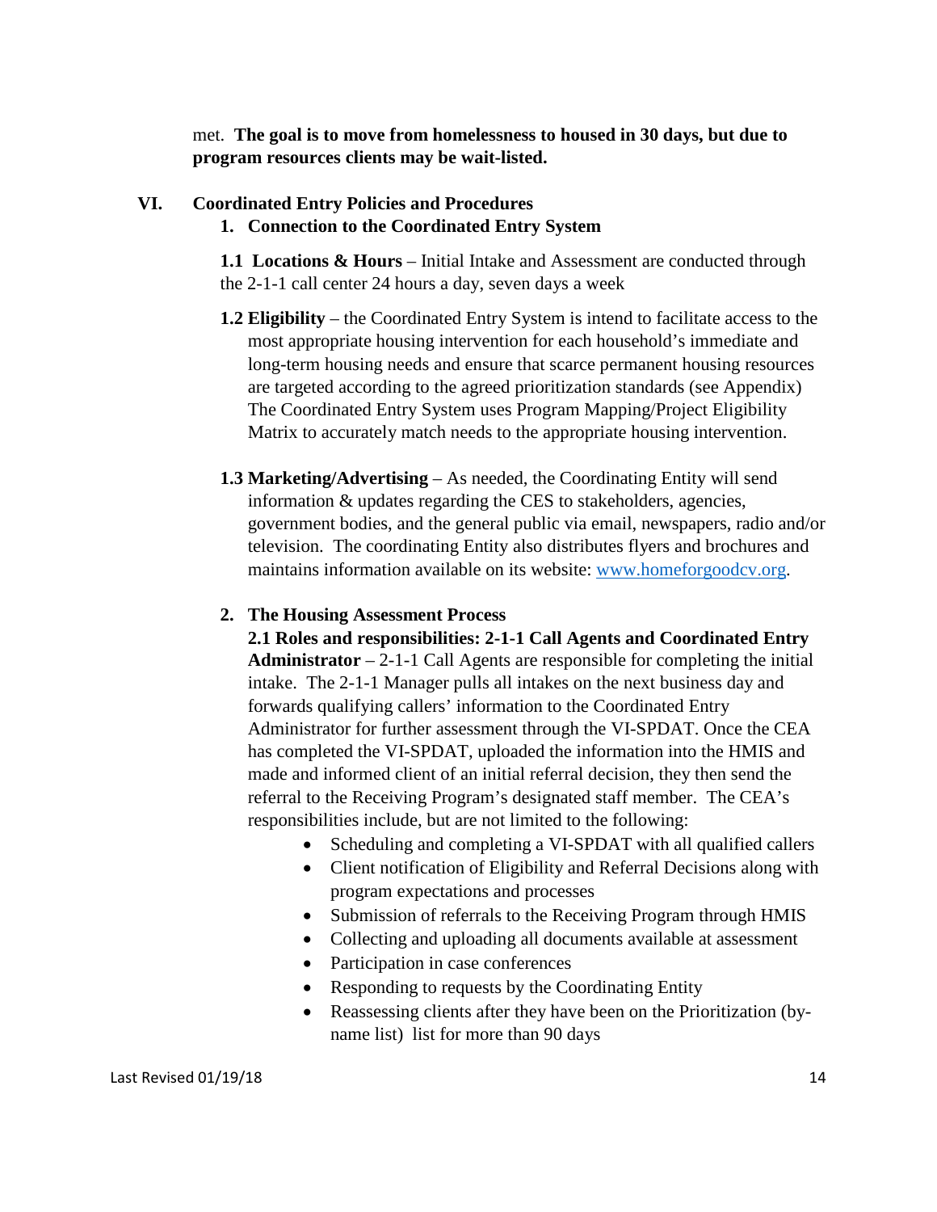met. **The goal is to move from homelessness to housed in 30 days, but due to program resources clients may be wait-listed.**

## VI. Coordinated Entry Policies and Procedures

### 1. Connection to the Coordinated Entry System

**1.1 Locations & Hours** – Initial Intake and Assessment are conducted through the 2-1-1 call center 24 hours a day, seven days a week

**1.2 Eligibility** – the Coordinated Entry System is intend to facilitate access to the most appropriate housing intervention for each household's immediate and long-term housing needs and ensure that scarce permanent housing resources are targeted according to the agreed prioritization standards (see Appendix) The Coordinated Entry System uses Program Mapping/Project Eligibility Matrix to accurately match needs to the appropriate housing intervention.

**1.3 Marketing/Advertising** – As needed, the Coordinating Entity will send information & updates regarding the CES to stakeholders, agencies, government bodies, and the general public via email, newspapers, radio and/or television. The coordinating Entity also distributes flyers and brochures and maintains information available on its website: [www.homeforgoodcv.org](http://www.homeforgoodcv.org).

### 2. The Housing Assessment Process

**2.1 Roles and responsibilities: 2-1-1 Call Agents and Coordinated Entry Administrator** – 2-1-1 Call Agents are responsible for completing the initial intake. The 2-1-1 Manager pulls all intakes on the next business day and forwards qualifying callers' information to the Coordinated Entry Administrator for further assessment through the VI-SPDAT. Once the CEA has completed the VI-SPDAT, uploaded the information into the HMIS and made and informed client of an initial referral decision, they then send the referral to the Receiving Program's designated staff member. The CEA's responsibilities include, but are not limited to the following:

- Scheduling and completing a VI-SPDAT with all qualified callers
- Client notification of Eligibility and Referral Decisions along with program expectations and processes
- Submission of referrals to the Receiving Program through HMIS
- Collecting and uploading all documents available at assessment
- Participation in case conferences
- Responding to requests by the Coordinating Entity
- Reassessing clients after they have been on the Prioritization (by-name list) list for more than 90 days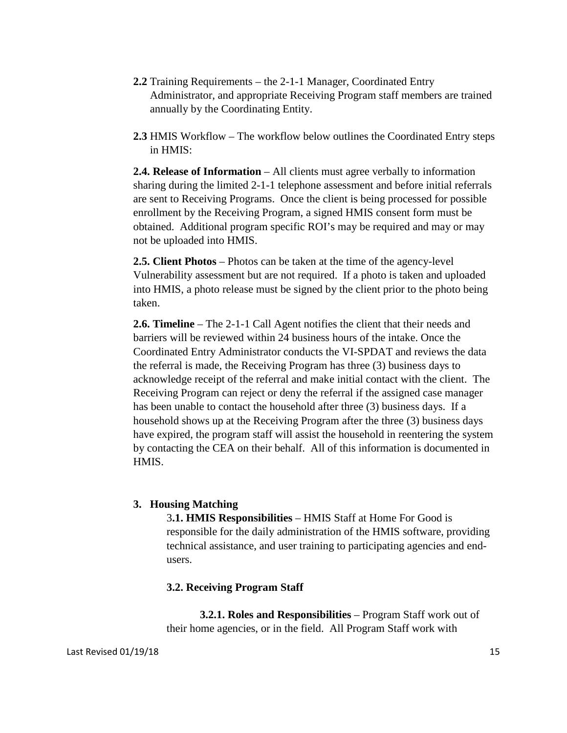**2.2** Training Requirements – the 2-1-1 Manager, Coordinated Entry Administrator, and appropriate Receiving Program staff members are trained annually by the Coordinating Entity.

**2.3** HMIS Workflow – The workflow below outlines the Coordinated Entry steps in HMIS:

**2.4. Release of Information** – All clients must agree verbally to information sharing during the limited 2-1-1 telephone assessment and before initial referrals are sent to Receiving Programs. Once the client is being processed for possible enrollment by the Receiving Program, a signed HMIS consent form must be obtained. Additional program specific ROI's may be required and may or may not be uploaded into HMIS.

**2.5. Client Photos** – Photos can be taken at the time of the agency-level Vulnerability assessment but are not required. If a photo is taken and uploaded into HMIS, a photo release must be signed by the client prior to the photo being taken.

**2.6. Timeline** – The 2-1-1 Call Agent notifies the client that their needs and barriers will be reviewed within 24 business hours of the intake. Once the Coordinated Entry Administrator conducts the VI-SPDAT and reviews the data the referral is made, the Receiving Program has three (3) business days to acknowledge receipt of the referral and make initial contact with the client. The Receiving Program can reject or deny the referral if the assigned case manager has been unable to contact the household after three (3) business days. If a household shows up at the Receiving Program after the three (3) business days have expired, the program staff will assist the household in reentering the system by contacting the CEA on their behalf. All of this information is documented in HMIS.

## 3. Housing Matching

3**.1. HMIS Responsibilities** – HMIS Staff at Home For Good is responsible for the daily administration of the HMIS software, providing technical assistance, and user training to participating agencies and end-users.

### 3.2. Receiving Program Staff

**3.2.1. Roles and Responsibilities** – Program Staff work out of their home agencies, or in the field. All Program Staff work with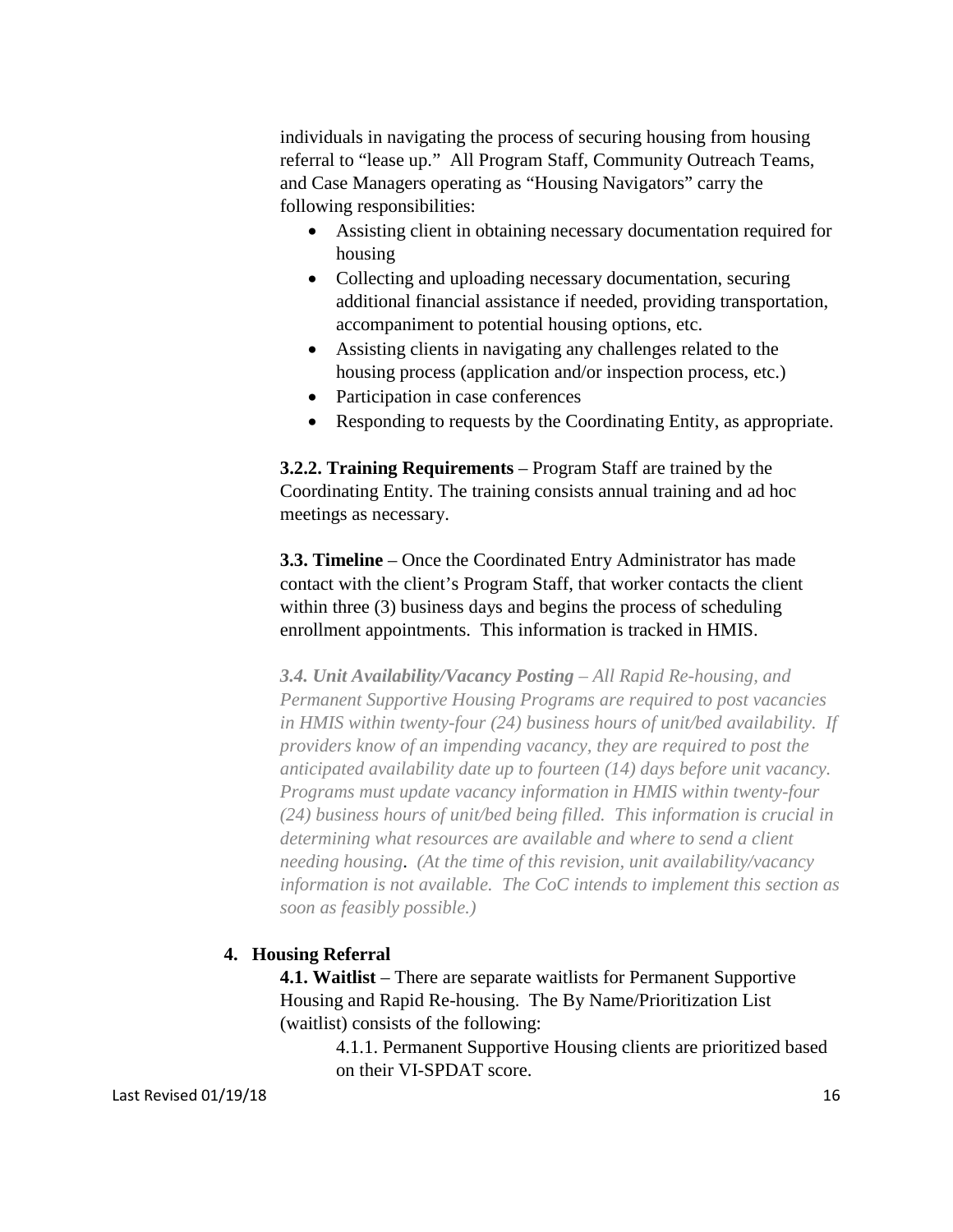individuals in navigating the process of securing housing from housing referral to "lease up." All Program Staff, Community Outreach Teams, and Case Managers operating as "Housing Navigators" carry the following responsibilities:

- Assisting client in obtaining necessary documentation required for housing
- Collecting and uploading necessary documentation, securing additional financial assistance if needed, providing transportation, accompaniment to potential housing options, etc.
- Assisting clients in navigating any challenges related to the housing process (application and/or inspection process, etc.)
- Participation in case conferences
- Responding to requests by the Coordinating Entity, as appropriate.

**3.2.2. Training Requirements** – Program Staff are trained by the Coordinating Entity. The training consists annual training and ad hoc meetings as necessary.

**3.3. Timeline** – Once the Coordinated Entry Administrator has made contact with the client's Program Staff, that worker contacts the client within three (3) business days and begins the process of scheduling enrollment appointments. This information is tracked in HMIS.

***3.4. Unit Availability/Vacancy Posting*** *– All Rapid Re-housing, and Permanent Supportive Housing Programs are required to post vacancies in HMIS within twenty-four (24) business hours of unit/bed availability. If providers know of an impending vacancy, they are required to post the anticipated availability date up to fourteen (14) days before unit vacancy. Programs must update vacancy information in HMIS within twenty-four (24) business hours of unit/bed being filled. This information is crucial in determining what resources are available and where to send a client needing housing. (At the time of this revision, unit availability/vacancy information is not available. The CoC intends to implement this section as soon as feasibly possible.)*

## 4. Housing Referral

**4.1. Waitlist** – There are separate waitlists for Permanent Supportive Housing and Rapid Re-housing. The By Name/Prioritization List (waitlist) consists of the following:

4.1.1. Permanent Supportive Housing clients are prioritized based on their VI-SPDAT score.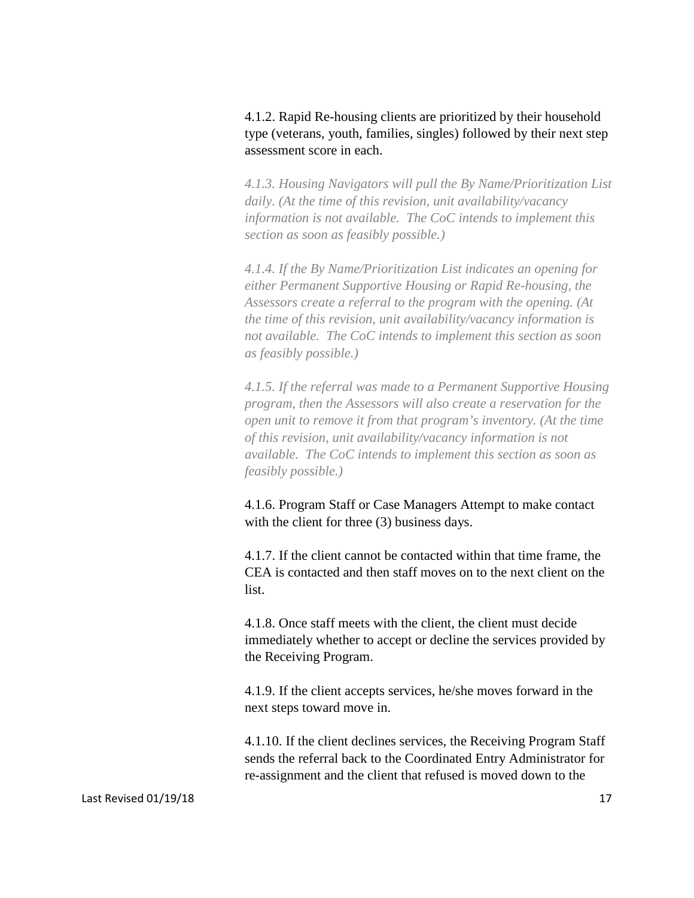4.1.2. Rapid Re-housing clients are prioritized by their household type (veterans, youth, families, singles) followed by their next step assessment score in each.

*4.1.3. Housing Navigators will pull the By Name/Prioritization List daily. (At the time of this revision, unit availability/vacancy information is not available. The CoC intends to implement this section as soon as feasibly possible.)*

*4.1.4. If the By Name/Prioritization List indicates an opening for either Permanent Supportive Housing or Rapid Re-housing, the Assessors create a referral to the program with the opening. (At the time of this revision, unit availability/vacancy information is not available. The CoC intends to implement this section as soon as feasibly possible.)*

*4.1.5. If the referral was made to a Permanent Supportive Housing program, then the Assessors will also create a reservation for the open unit to remove it from that program's inventory. (At the time of this revision, unit availability/vacancy information is not available. The CoC intends to implement this section as soon as feasibly possible.)*

4.1.6. Program Staff or Case Managers Attempt to make contact with the client for three (3) business days.

4.1.7. If the client cannot be contacted within that time frame, the CEA is contacted and then staff moves on to the next client on the list.

4.1.8. Once staff meets with the client, the client must decide immediately whether to accept or decline the services provided by the Receiving Program.

4.1.9. If the client accepts services, he/she moves forward in the next steps toward move in.

4.1.10. If the client declines services, the Receiving Program Staff sends the referral back to the Coordinated Entry Administrator for re-assignment and the client that refused is moved down to the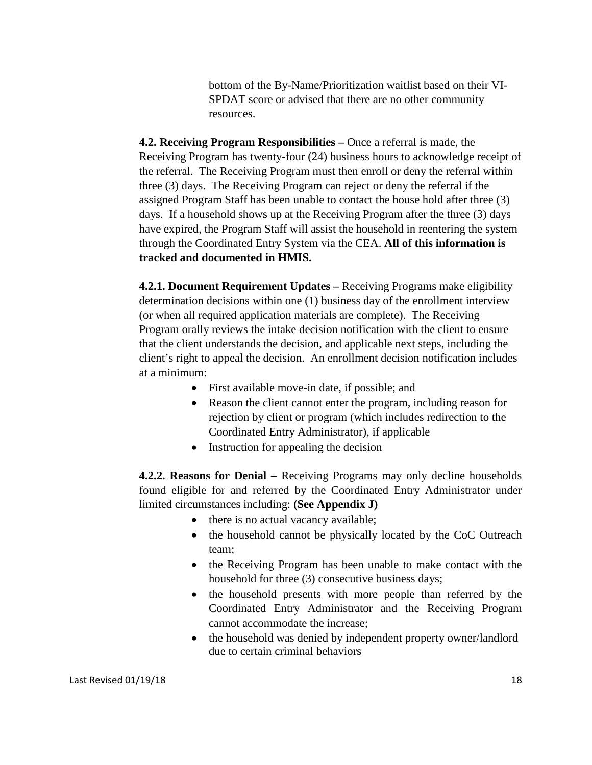bottom of the By-Name/Prioritization waitlist based on their VI-SPDAT score or advised that there are no other community resources.

**4.2. Receiving Program Responsibilities –** Once a referral is made, the Receiving Program has twenty-four (24) business hours to acknowledge receipt of the referral. The Receiving Program must then enroll or deny the referral within three (3) days. The Receiving Program can reject or deny the referral if the assigned Program Staff has been unable to contact the house hold after three (3) days. If a household shows up at the Receiving Program after the three (3) days have expired, the Program Staff will assist the household in reentering the system through the Coordinated Entry System via the CEA. **All of this information is tracked and documented in HMIS.**

**4.2.1. Document Requirement Updates –** Receiving Programs make eligibility determination decisions within one (1) business day of the enrollment interview (or when all required application materials are complete). The Receiving Program orally reviews the intake decision notification with the client to ensure that the client understands the decision, and applicable next steps, including the client's right to appeal the decision. An enrollment decision notification includes at a minimum:

- First available move-in date, if possible; and
- Reason the client cannot enter the program, including reason for rejection by client or program (which includes redirection to the Coordinated Entry Administrator), if applicable
- Instruction for appealing the decision

**4.2.2. Reasons for Denial –** Receiving Programs may only decline households found eligible for and referred by the Coordinated Entry Administrator under limited circumstances including: **(See Appendix J)**

- there is no actual vacancy available;
- the household cannot be physically located by the CoC Outreach team;
- the Receiving Program has been unable to make contact with the household for three (3) consecutive business days;
- the household presents with more people than referred by the Coordinated Entry Administrator and the Receiving Program cannot accommodate the increase;
- the household was denied by independent property owner/landlord due to certain criminal behaviors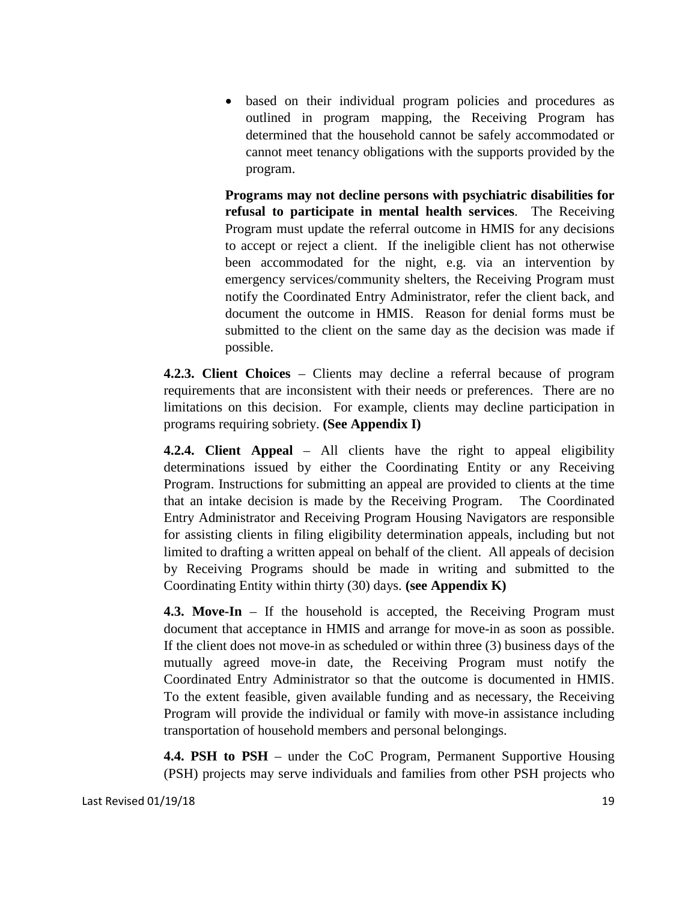- based on their individual program policies and procedures as outlined in program mapping, the Receiving Program has determined that the household cannot be safely accommodated or cannot meet tenancy obligations with the supports provided by the program.

**Programs may not decline persons with psychiatric disabilities for refusal to participate in mental health services**. The Receiving Program must update the referral outcome in HMIS for any decisions to accept or reject a client. If the ineligible client has not otherwise been accommodated for the night, e.g. via an intervention by emergency services/community shelters, the Receiving Program must notify the Coordinated Entry Administrator, refer the client back, and document the outcome in HMIS. Reason for denial forms must be submitted to the client on the same day as the decision was made if possible.

**4.2.3. Client Choices** – Clients may decline a referral because of program requirements that are inconsistent with their needs or preferences. There are no limitations on this decision. For example, clients may decline participation in programs requiring sobriety. **(See Appendix I)**

**4.2.4. Client Appeal** – All clients have the right to appeal eligibility determinations issued by either the Coordinating Entity or any Receiving Program. Instructions for submitting an appeal are provided to clients at the time that an intake decision is made by the Receiving Program. The Coordinated Entry Administrator and Receiving Program Housing Navigators are responsible for assisting clients in filing eligibility determination appeals, including but not limited to drafting a written appeal on behalf of the client. All appeals of decision by Receiving Programs should be made in writing and submitted to the Coordinating Entity within thirty (30) days. **(see Appendix K)**

**4.3. Move-In** – If the household is accepted, the Receiving Program must document that acceptance in HMIS and arrange for move-in as soon as possible. If the client does not move-in as scheduled or within three (3) business days of the mutually agreed move-in date, the Receiving Program must notify the Coordinated Entry Administrator so that the outcome is documented in HMIS. To the extent feasible, given available funding and as necessary, the Receiving Program will provide the individual or family with move-in assistance including transportation of household members and personal belongings.

**4.4. PSH to PSH** – under the CoC Program, Permanent Supportive Housing (PSH) projects may serve individuals and families from other PSH projects who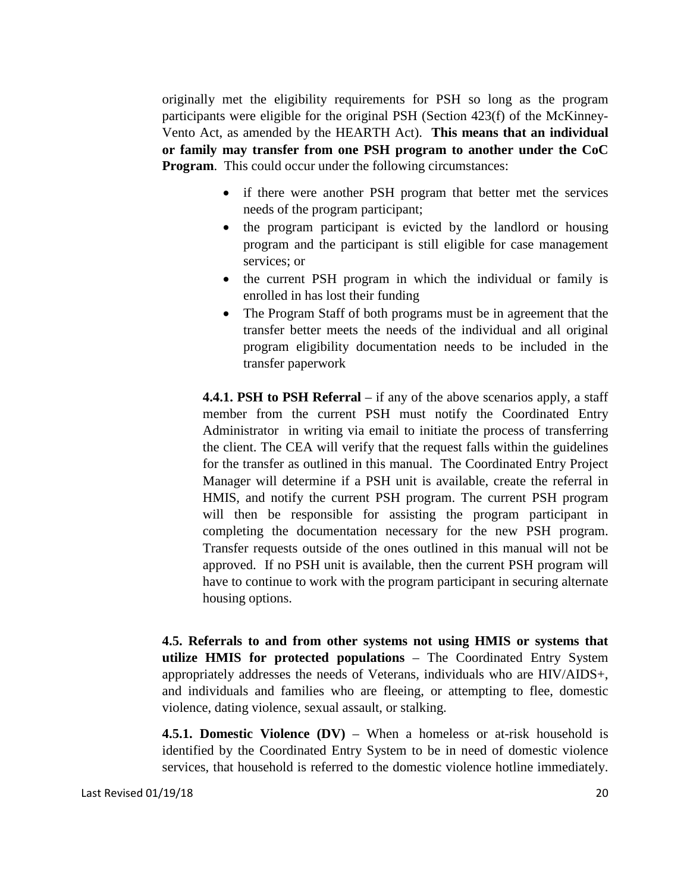originally met the eligibility requirements for PSH so long as the program participants were eligible for the original PSH (Section 423(f) of the McKinney-Vento Act, as amended by the HEARTH Act). **This means that an individual or family may transfer from one PSH program to another under the CoC Program**. This could occur under the following circumstances:

- if there were another PSH program that better met the services needs of the program participant;
- the program participant is evicted by the landlord or housing program and the participant is still eligible for case management services; or
- the current PSH program in which the individual or family is enrolled in has lost their funding
- The Program Staff of both programs must be in agreement that the transfer better meets the needs of the individual and all original program eligibility documentation needs to be included in the transfer paperwork

**4.4.1. PSH to PSH Referral** – if any of the above scenarios apply, a staff member from the current PSH must notify the Coordinated Entry Administrator in writing via email to initiate the process of transferring the client. The CEA will verify that the request falls within the guidelines for the transfer as outlined in this manual. The Coordinated Entry Project Manager will determine if a PSH unit is available, create the referral in HMIS, and notify the current PSH program. The current PSH program will then be responsible for assisting the program participant in completing the documentation necessary for the new PSH program. Transfer requests outside of the ones outlined in this manual will not be approved. If no PSH unit is available, then the current PSH program will have to continue to work with the program participant in securing alternate housing options.

**4.5. Referrals to and from other systems not using HMIS or systems that utilize HMIS for protected populations** – The Coordinated Entry System appropriately addresses the needs of Veterans, individuals who are HIV/AIDS+, and individuals and families who are fleeing, or attempting to flee, domestic violence, dating violence, sexual assault, or stalking.

**4.5.1. Domestic Violence (DV)** – When a homeless or at-risk household is identified by the Coordinated Entry System to be in need of domestic violence services, that household is referred to the domestic violence hotline immediately.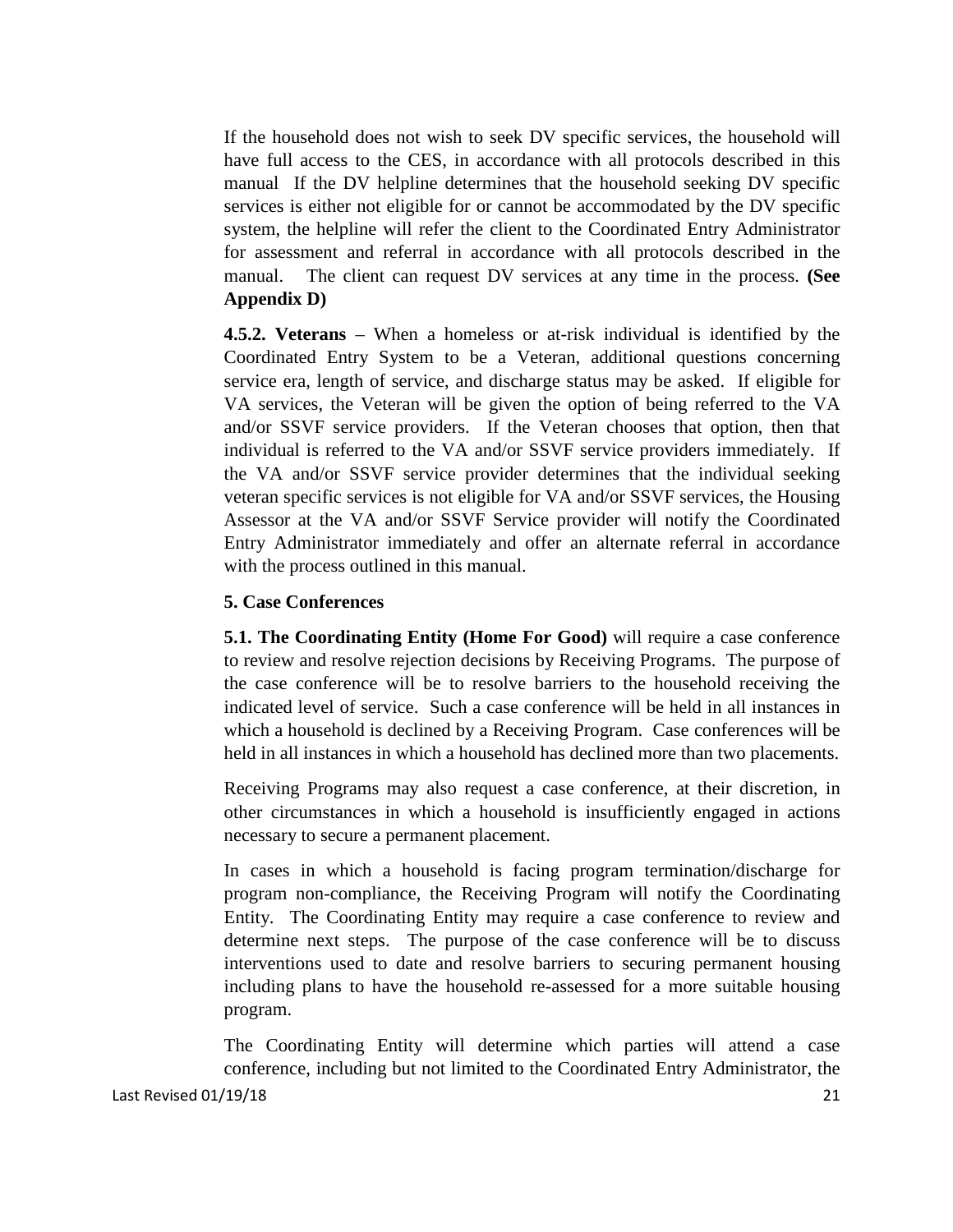If the household does not wish to seek DV specific services, the household will have full access to the CES, in accordance with all protocols described in this manual  If the DV helpline determines that the household seeking DV specific services is either not eligible for or cannot be accommodated by the DV specific system, the helpline will refer the client to the Coordinated Entry Administrator for assessment and referral in accordance with all protocols described in the manual.  The client can request DV services at any time in the process. **(See Appendix D)**

**4.5.2. Veterans** – When a homeless or at-risk individual is identified by the Coordinated Entry System to be a Veteran, additional questions concerning service era, length of service, and discharge status may be asked.  If eligible for VA services, the Veteran will be given the option of being referred to the VA and/or SSVF service providers.  If the Veteran chooses that option, then that individual is referred to the VA and/or SSVF service providers immediately.  If the VA and/or SSVF service provider determines that the individual seeking veteran specific services is not eligible for VA and/or SSVF services, the Housing Assessor at the VA and/or SSVF Service provider will notify the Coordinated Entry Administrator immediately and offer an alternate referral in accordance with the process outlined in this manual.

**5. Case Conferences**

**5.1. The Coordinating Entity (Home For Good)** will require a case conference to review and resolve rejection decisions by Receiving Programs.  The purpose of the case conference will be to resolve barriers to the household receiving the indicated level of service.  Such a case conference will be held in all instances in which a household is declined by a Receiving Program.  Case conferences will be held in all instances in which a household has declined more than two placements.

Receiving Programs may also request a case conference, at their discretion, in other circumstances in which a household is insufficiently engaged in actions necessary to secure a permanent placement.

In cases in which a household is facing program termination/discharge for program non-compliance, the Receiving Program will notify the Coordinating Entity.  The Coordinating Entity may require a case conference to review and determine next steps.  The purpose of the case conference will be to discuss interventions used to date and resolve barriers to securing permanent housing including plans to have the household re-assessed for a more suitable housing program.

The Coordinating Entity will determine which parties will attend a case conference, including but not limited to the Coordinated Entry Administrator, the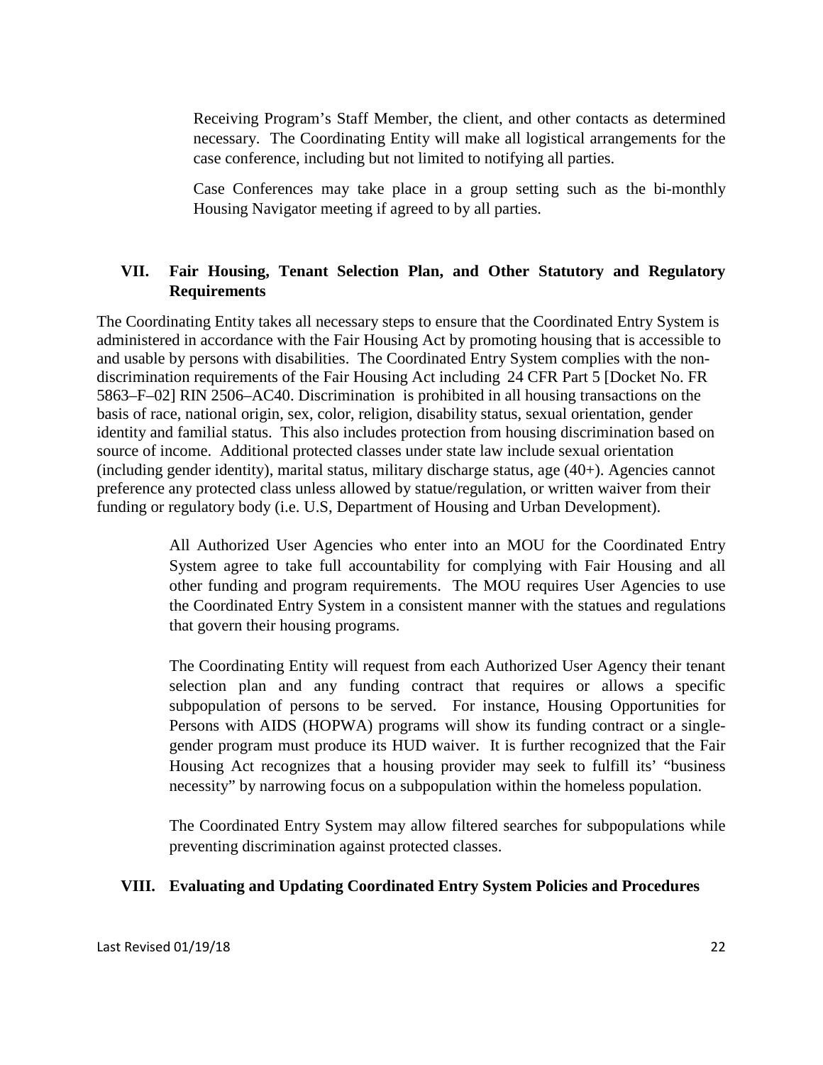Receiving Program's Staff Member, the client, and other contacts as determined necessary. The Coordinating Entity will make all logistical arrangements for the case conference, including but not limited to notifying all parties.

Case Conferences may take place in a group setting such as the bi-monthly Housing Navigator meeting if agreed to by all parties.

## VII. Fair Housing, Tenant Selection Plan, and Other Statutory and Regulatory Requirements

The Coordinating Entity takes all necessary steps to ensure that the Coordinated Entry System is administered in accordance with the Fair Housing Act by promoting housing that is accessible to and usable by persons with disabilities. The Coordinated Entry System complies with the non-discrimination requirements of the Fair Housing Act including 24 CFR Part 5 [Docket No. FR 5863–F–02] RIN 2506–AC40. Discrimination is prohibited in all housing transactions on the basis of race, national origin, sex, color, religion, disability status, sexual orientation, gender identity and familial status. This also includes protection from housing discrimination based on source of income. Additional protected classes under state law include sexual orientation (including gender identity), marital status, military discharge status, age (40+). Agencies cannot preference any protected class unless allowed by statue/regulation, or written waiver from their funding or regulatory body (i.e. U.S, Department of Housing and Urban Development).

All Authorized User Agencies who enter into an MOU for the Coordinated Entry System agree to take full accountability for complying with Fair Housing and all other funding and program requirements. The MOU requires User Agencies to use the Coordinated Entry System in a consistent manner with the statues and regulations that govern their housing programs.

The Coordinating Entity will request from each Authorized User Agency their tenant selection plan and any funding contract that requires or allows a specific subpopulation of persons to be served. For instance, Housing Opportunities for Persons with AIDS (HOPWA) programs will show its funding contract or a single-gender program must produce its HUD waiver. It is further recognized that the Fair Housing Act recognizes that a housing provider may seek to fulfill its' "business necessity" by narrowing focus on a subpopulation within the homeless population.

The Coordinated Entry System may allow filtered searches for subpopulations while preventing discrimination against protected classes.

## VIII. Evaluating and Updating Coordinated Entry System Policies and Procedures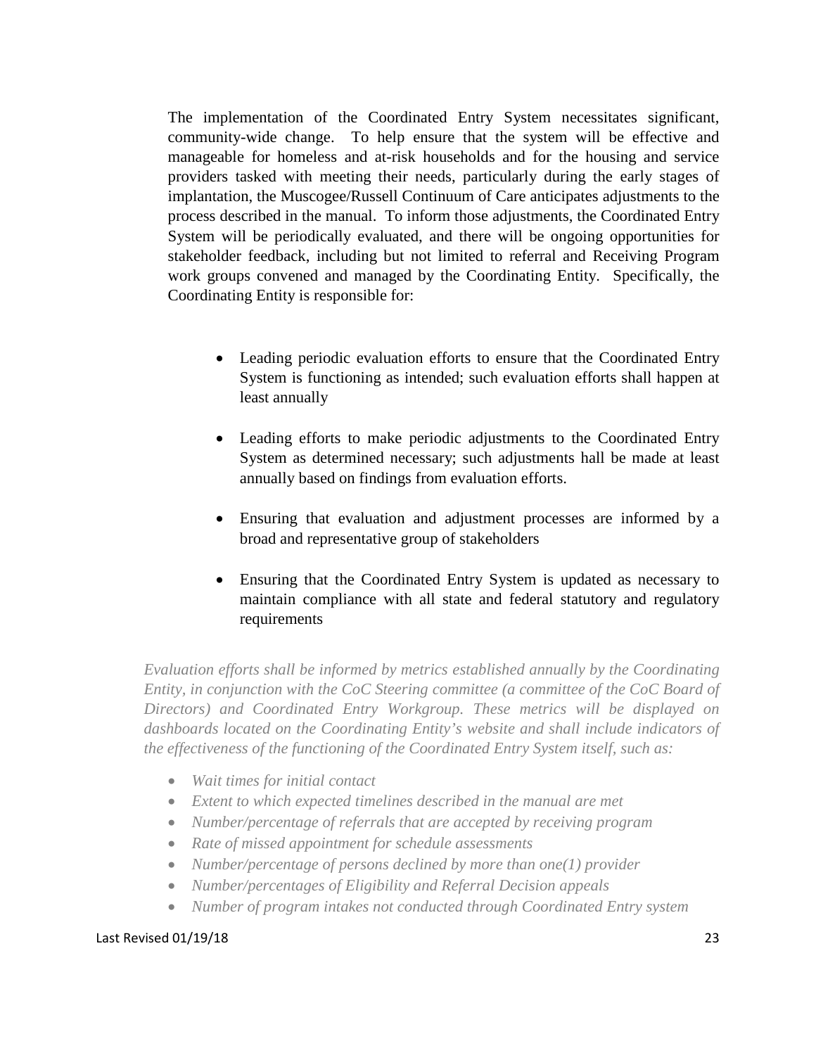The implementation of the Coordinated Entry System necessitates significant, community-wide change. To help ensure that the system will be effective and manageable for homeless and at-risk households and for the housing and service providers tasked with meeting their needs, particularly during the early stages of implantation, the Muscogee/Russell Continuum of Care anticipates adjustments to the process described in the manual. To inform those adjustments, the Coordinated Entry System will be periodically evaluated, and there will be ongoing opportunities for stakeholder feedback, including but not limited to referral and Receiving Program work groups convened and managed by the Coordinating Entity. Specifically, the Coordinating Entity is responsible for:

- Leading periodic evaluation efforts to ensure that the Coordinated Entry System is functioning as intended; such evaluation efforts shall happen at least annually
- Leading efforts to make periodic adjustments to the Coordinated Entry System as determined necessary; such adjustments hall be made at least annually based on findings from evaluation efforts.
- Ensuring that evaluation and adjustment processes are informed by a broad and representative group of stakeholders
- Ensuring that the Coordinated Entry System is updated as necessary to maintain compliance with all state and federal statutory and regulatory requirements

*Evaluation efforts shall be informed by metrics established annually by the Coordinating Entity, in conjunction with the CoC Steering committee (a committee of the CoC Board of Directors) and Coordinated Entry Workgroup. These metrics will be displayed on dashboards located on the Coordinating Entity's website and shall include indicators of the effectiveness of the functioning of the Coordinated Entry System itself, such as:*

- *Wait times for initial contact*
- *Extent to which expected timelines described in the manual are met*
- *Number/percentage of referrals that are accepted by receiving program*
- *Rate of missed appointment for schedule assessments*
- *Number/percentage of persons declined by more than one(1) provider*
- *Number/percentages of Eligibility and Referral Decision appeals*
- *Number of program intakes not conducted through Coordinated Entry system*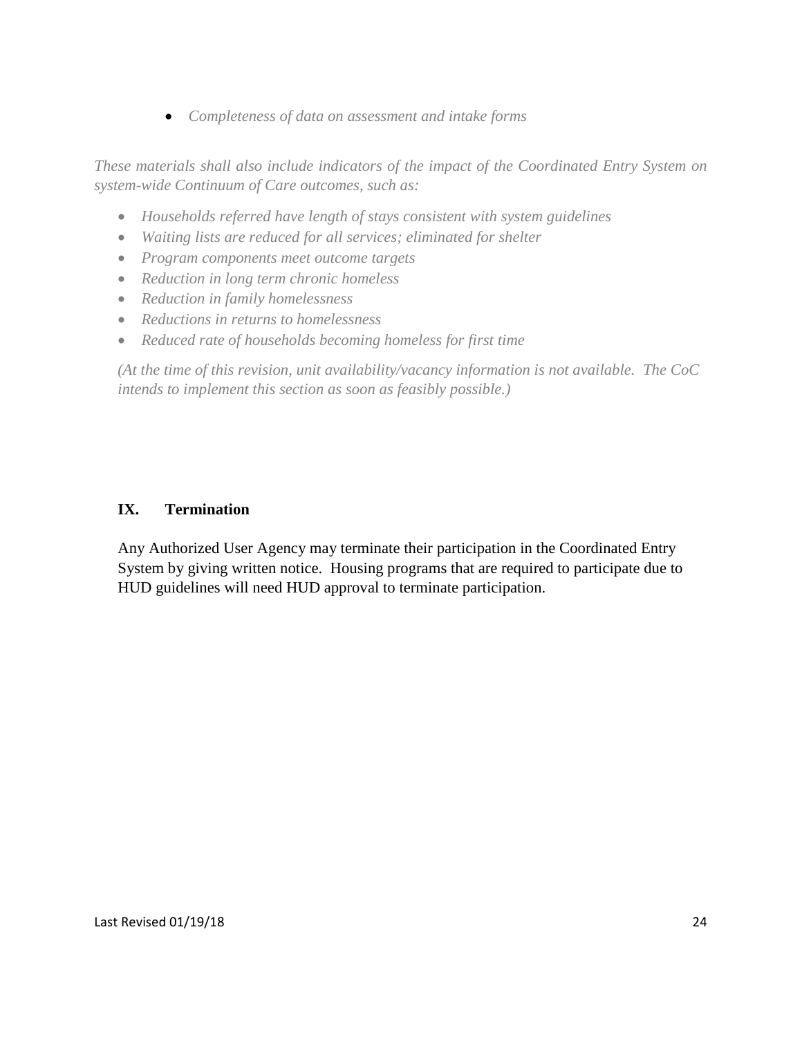- *Completeness of data on assessment and intake forms*

*These materials shall also include indicators of the impact of the Coordinated Entry System on system-wide Continuum of Care outcomes, such as:*

- *Households referred have length of stays consistent with system guidelines*
- *Waiting lists are reduced for all services; eliminated for shelter*
- *Program components meet outcome targets*
- *Reduction in long term chronic homeless*
- *Reduction in family homelessness*
- *Reductions in returns to homelessness*
- *Reduced rate of households becoming homeless for first time*

*(At the time of this revision, unit availability/vacancy information is not available. The CoC intends to implement this section as soon as feasibly possible.)*

## IX. Termination

Any Authorized User Agency may terminate their participation in the Coordinated Entry System by giving written notice. Housing programs that are required to participate due to HUD guidelines will need HUD approval to terminate participation.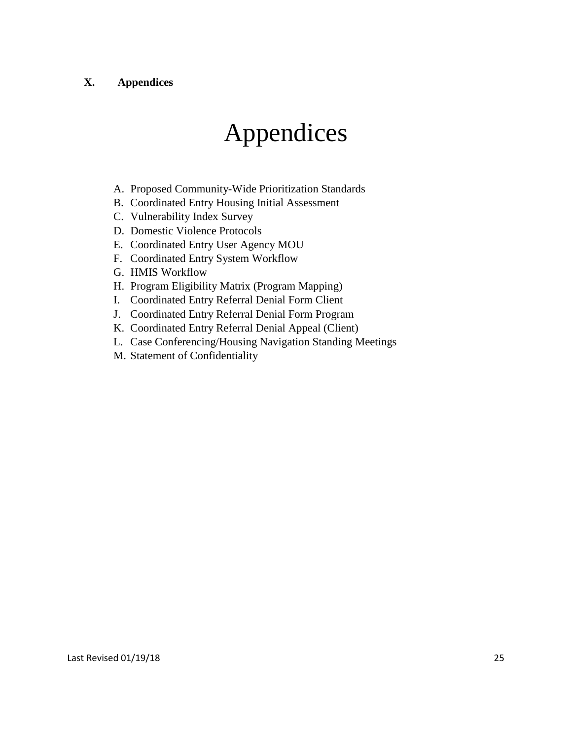## X. Appendices

# Appendices

A. Proposed Community-Wide Prioritization Standards
B. Coordinated Entry Housing Initial Assessment
C. Vulnerability Index Survey
D. Domestic Violence Protocols
E. Coordinated Entry User Agency MOU
F. Coordinated Entry System Workflow
G. HMIS Workflow
H. Program Eligibility Matrix (Program Mapping)
I. Coordinated Entry Referral Denial Form Client
J. Coordinated Entry Referral Denial Form Program
K. Coordinated Entry Referral Denial Appeal (Client)
L. Case Conferencing/Housing Navigation Standing Meetings
M. Statement of Confidentiality